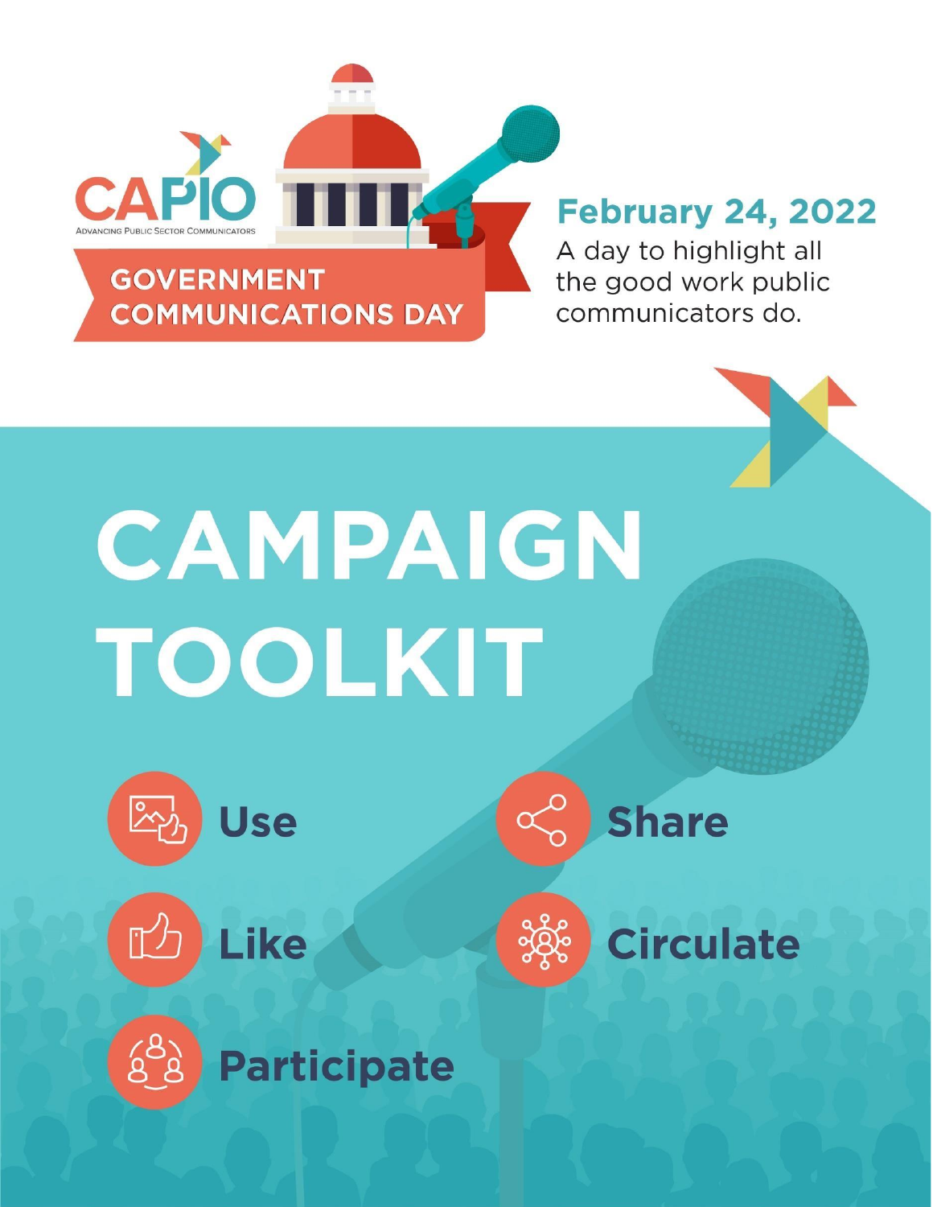CAPIO

ADVANCING PUBLIC SECTOR COMMUNICATORS

GOVERNMENT COMMUNICATIONS DAY

**February 24, 2022**

A day to highlight all the good work public communicators do.

# CAMPAIGN TOOLKIT

**Use**

**Share**

**Like**

**Circulate**

**Participate**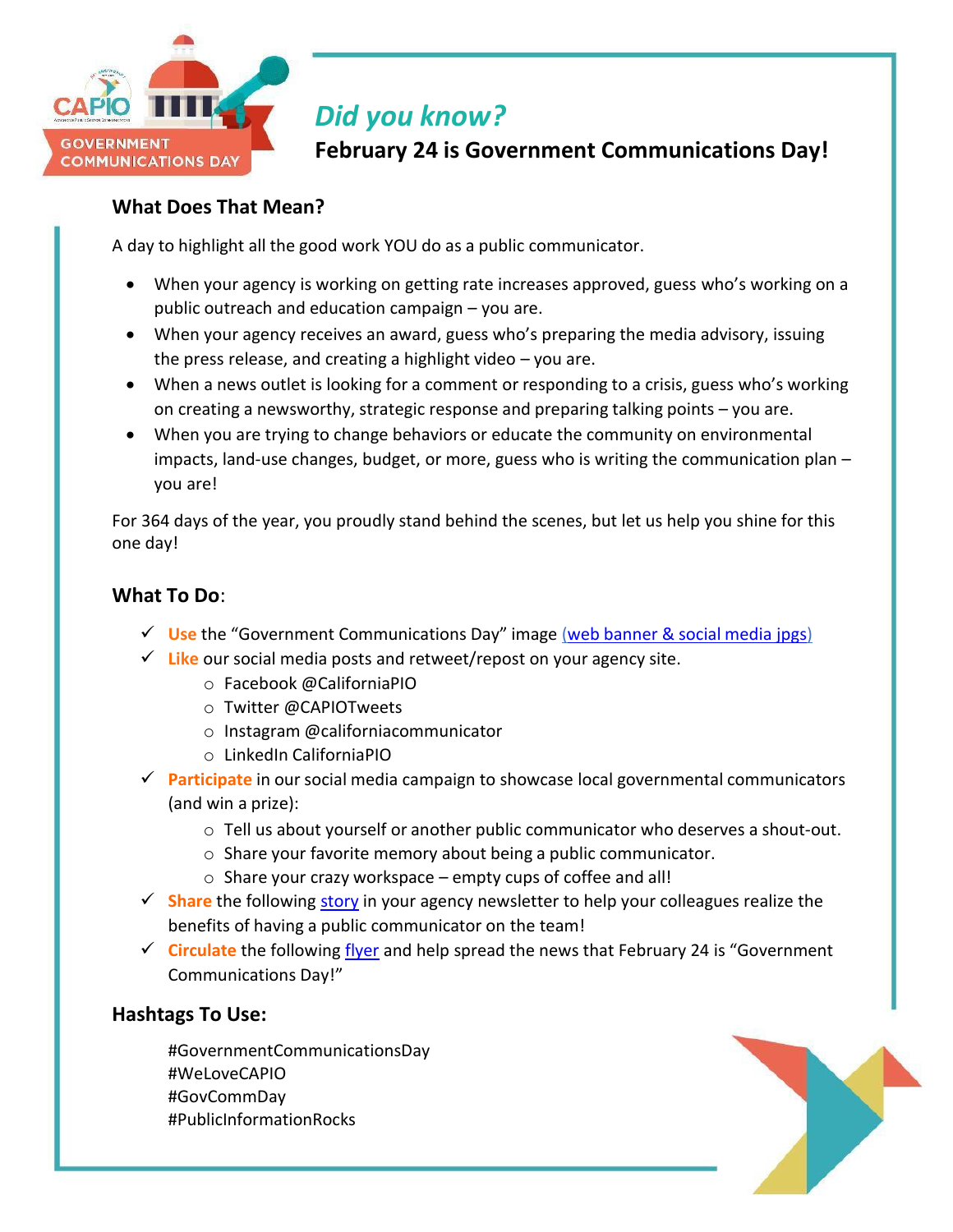CAPIO
GOVERNMENT COMMUNICATIONS DAY

## *Did you know?*

**February 24 is Government Communications Day!**

### What Does That Mean?

A day to highlight all the good work YOU do as a public communicator.

- When your agency is working on getting rate increases approved, guess who's working on a public outreach and education campaign – you are.
- When your agency receives an award, guess who's preparing the media advisory, issuing the press release, and creating a highlight video – you are.
- When a news outlet is looking for a comment or responding to a crisis, guess who's working on creating a newsworthy, strategic response and preparing talking points – you are.
- When you are trying to change behaviors or educate the community on environmental impacts, land-use changes, budget, or more, guess who is writing the communication plan – you are!

For 364 days of the year, you proudly stand behind the scenes, but let us help you shine for this one day!

### What To Do:

- ✓ **Use** the "Government Communications Day" image (web banner & social media jpgs)
- ✓ **Like** our social media posts and retweet/repost on your agency site.
  - Facebook @CaliforniaPIO
  - Twitter @CAPIOTweets
  - Instagram @californiacommunicator
  - LinkedIn CaliforniaPIO
- ✓ **Participate** in our social media campaign to showcase local governmental communicators (and win a prize):
  - Tell us about yourself or another public communicator who deserves a shout-out.
  - Share your favorite memory about being a public communicator.
  - Share your crazy workspace – empty cups of coffee and all!
- ✓ **Share** the following story in your agency newsletter to help your colleagues realize the benefits of having a public communicator on the team!
- ✓ **Circulate** the following flyer and help spread the news that February 24 is "Government Communications Day!"

### Hashtags To Use:

#GovernmentCommunicationsDay
#WeLoveCAPIO
#GovCommDay
#PublicInformationRocks